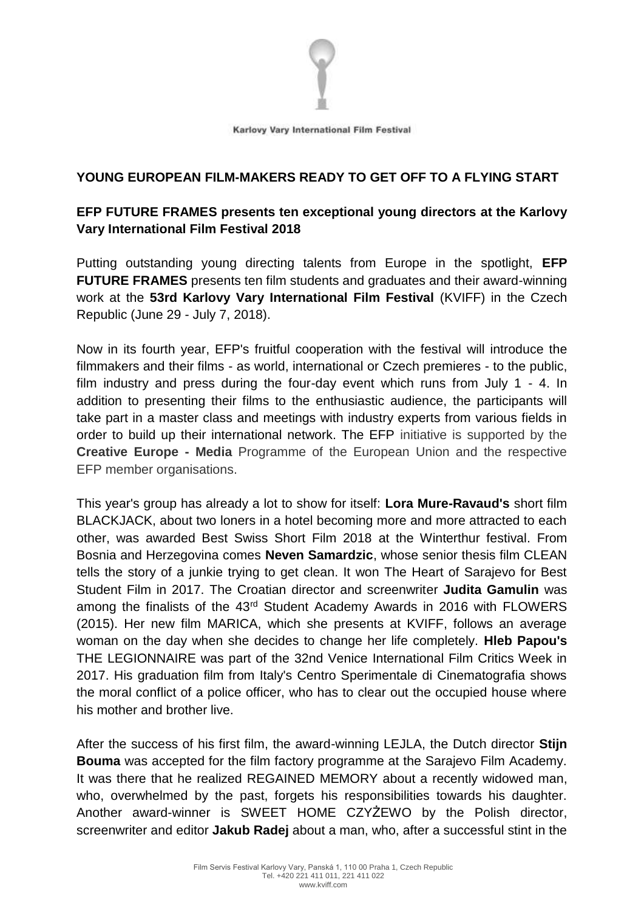Karlovy Vary International Film Festival

**YOUNG EUROPEAN FILM-MAKERS READY TO GET OFF TO A FLYING START**

**EFP FUTURE FRAMES presents ten exceptional young directors at the Karlovy Vary International Film Festival 2018**

Putting outstanding young directing talents from Europe in the spotlight, **EFP FUTURE FRAMES** presents ten film students and graduates and their award-winning work at the **53rd Karlovy Vary International Film Festival** (KVIFF) in the Czech Republic (June 29 - July 7, 2018).

Now in its fourth year, EFP's fruitful cooperation with the festival will introduce the filmmakers and their films - as world, international or Czech premieres - to the public, film industry and press during the four-day event which runs from July 1 - 4. In addition to presenting their films to the enthusiastic audience, the participants will take part in a master class and meetings with industry experts from various fields in order to build up their international network. The EFP initiative is supported by the **Creative Europe - Media** Programme of the European Union and the respective EFP member organisations.

This year's group has already a lot to show for itself: **Lora Mure-Ravaud's** short film BLACKJACK, about two loners in a hotel becoming more and more attracted to each other, was awarded Best Swiss Short Film 2018 at the Winterthur festival. From Bosnia and Herzegovina comes **Neven Samardzic**, whose senior thesis film CLEAN tells the story of a junkie trying to get clean. It won The Heart of Sarajevo for Best Student Film in 2017. The Croatian director and screenwriter **Judita Gamulin** was among the finalists of the 43rd Student Academy Awards in 2016 with FLOWERS (2015). Her new film MARICA, which she presents at KVIFF, follows an average woman on the day when she decides to change her life completely. **Hleb Papou's** THE LEGIONNAIRE was part of the 32nd Venice International Film Critics Week in 2017. His graduation film from Italy's Centro Sperimentale di Cinematografia shows the moral conflict of a police officer, who has to clear out the occupied house where his mother and brother live.

After the success of his first film, the award-winning LEJLA, the Dutch director **Stijn Bouma** was accepted for the film factory programme at the Sarajevo Film Academy. It was there that he realized REGAINED MEMORY about a recently widowed man, who, overwhelmed by the past, forgets his responsibilities towards his daughter. Another award-winner is SWEET HOME CZYŻEWO by the Polish director, screenwriter and editor **Jakub Radej** about a man, who, after a successful stint in the

Film Servis Festival Karlovy Vary, Panská 1, 110 00 Praha 1, Czech Republic
Tel. +420 221 411 011, 221 411 022
www.kviff.com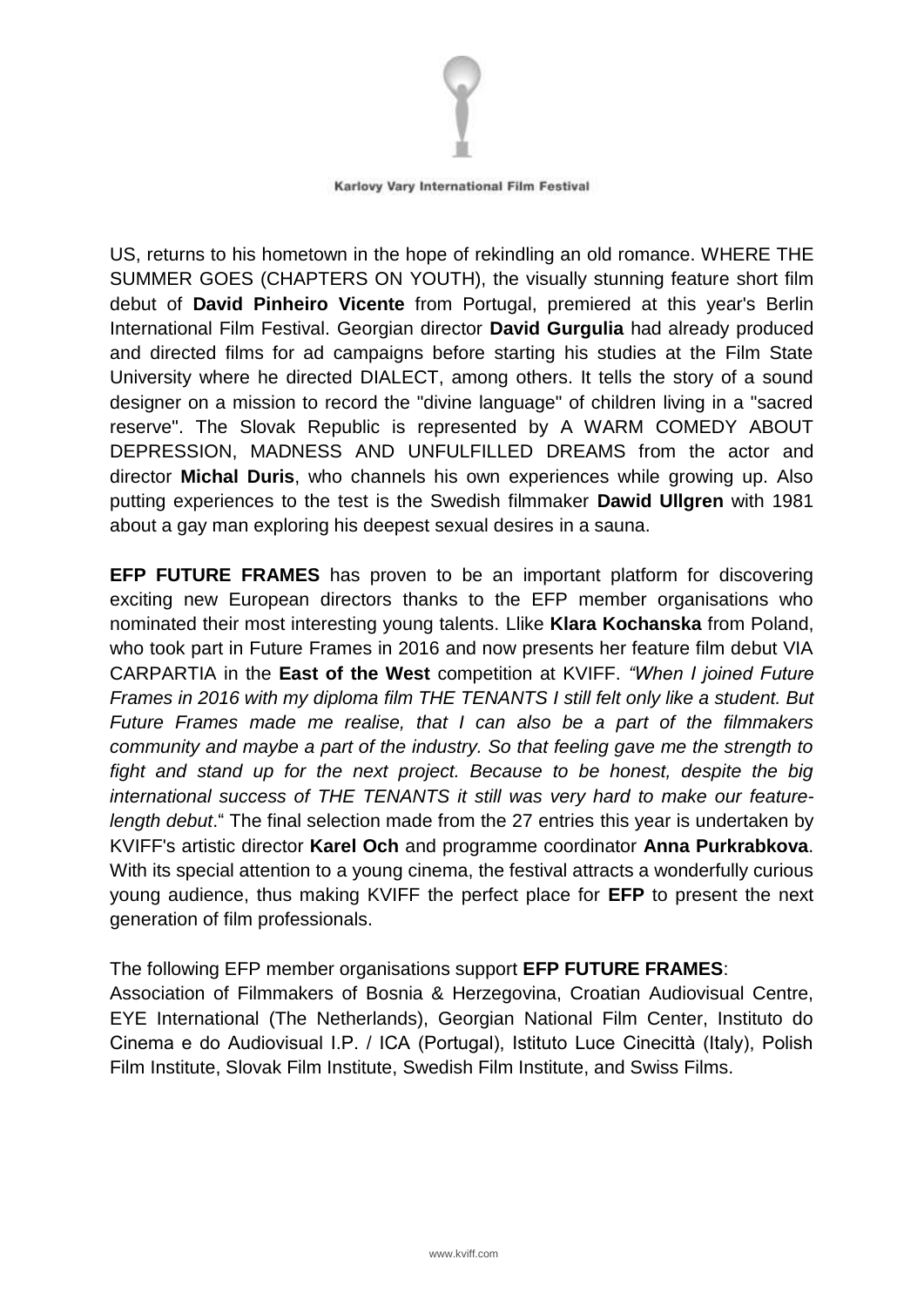US, returns to his hometown in the hope of rekindling an old romance. WHERE THE SUMMER GOES (CHAPTERS ON YOUTH), the visually stunning feature short film debut of **David Pinheiro Vicente** from Portugal, premiered at this year's Berlin International Film Festival. Georgian director **David Gurgulia** had already produced and directed films for ad campaigns before starting his studies at the Film State University where he directed DIALECT, among others. It tells the story of a sound designer on a mission to record the "divine language" of children living in a "sacred reserve". The Slovak Republic is represented by A WARM COMEDY ABOUT DEPRESSION, MADNESS AND UNFULFILLED DREAMS from the actor and director **Michal Duris**, who channels his own experiences while growing up. Also putting experiences to the test is the Swedish filmmaker **Dawid Ullgren** with 1981 about a gay man exploring his deepest sexual desires in a sauna.

**EFP FUTURE FRAMES** has proven to be an important platform for discovering exciting new European directors thanks to the EFP member organisations who nominated their most interesting young talents. Llike **Klara Kochanska** from Poland, who took part in Future Frames in 2016 and now presents her feature film debut VIA CARPARTIA in the **East of the West** competition at KVIFF. *"When I joined Future Frames in 2016 with my diploma film THE TENANTS I still felt only like a student. But Future Frames made me realise, that I can also be a part of the filmmakers community and maybe a part of the industry. So that feeling gave me the strength to fight and stand up for the next project. Because to be honest, despite the big international success of THE TENANTS it still was very hard to make our feature-length debut*." The final selection made from the 27 entries this year is undertaken by KVIFF's artistic director **Karel Och** and programme coordinator **Anna Purkrabkova**. With its special attention to a young cinema, the festival attracts a wonderfully curious young audience, thus making KVIFF the perfect place for **EFP** to present the next generation of film professionals.

The following EFP member organisations support **EFP FUTURE FRAMES**:
Association of Filmmakers of Bosnia & Herzegovina, Croatian Audiovisual Centre, EYE International (The Netherlands), Georgian National Film Center, Instituto do Cinema e do Audiovisual I.P. / ICA (Portugal), Istituto Luce Cinecittà (Italy), Polish Film Institute, Slovak Film Institute, Swedish Film Institute, and Swiss Films.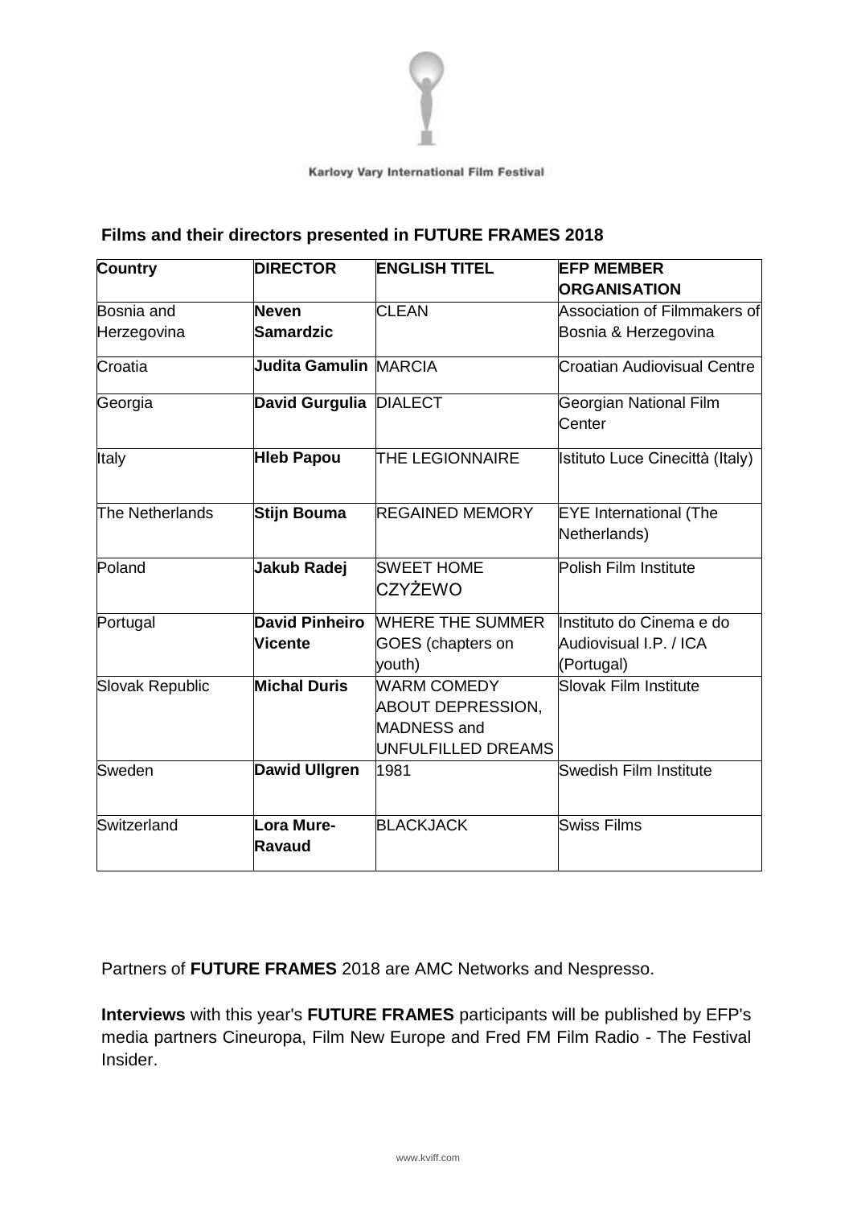Karlovy Vary International Film Festival

**Films and their directors presented in FUTURE FRAMES 2018**

| **Country** | **DIRECTOR** | **ENGLISH TITEL** | **EFP MEMBER ORGANISATION** |
|---|---|---|---|
| Bosnia and Herzegovina | **Neven Samardzic** | CLEAN | Association of Filmmakers of Bosnia & Herzegovina |
| Croatia | **Judita Gamulin** | MARCIA | Croatian Audiovisual Centre |
| Georgia | **David Gurgulia** | DIALECT | Georgian National Film Center |
| Italy | **Hleb Papou** | THE LEGIONNAIRE | Istituto Luce Cinecittà (Italy) |
| The Netherlands | **Stijn Bouma** | REGAINED MEMORY | EYE International (The Netherlands) |
| Poland | **Jakub Radej** | SWEET HOME CZYŻEWO | Polish Film Institute |
| Portugal | **David Pinheiro Vicente** | WHERE THE SUMMER GOES (chapters on youth) | Instituto do Cinema e do Audiovisual I.P. / ICA (Portugal) |
| Slovak Republic | **Michal Duris** | WARM COMEDY ABOUT DEPRESSION, MADNESS and UNFULFILLED DREAMS | Slovak Film Institute |
| Sweden | **Dawid Ullgren** | 1981 | Swedish Film Institute |
| Switzerland | **Lora Mure-Ravaud** | BLACKJACK | Swiss Films |

Partners of **FUTURE FRAMES** 2018 are AMC Networks and Nespresso.

**Interviews** with this year's **FUTURE FRAMES** participants will be published by EFP's media partners Cineuropa, Film New Europe and Fred FM Film Radio - The Festival Insider.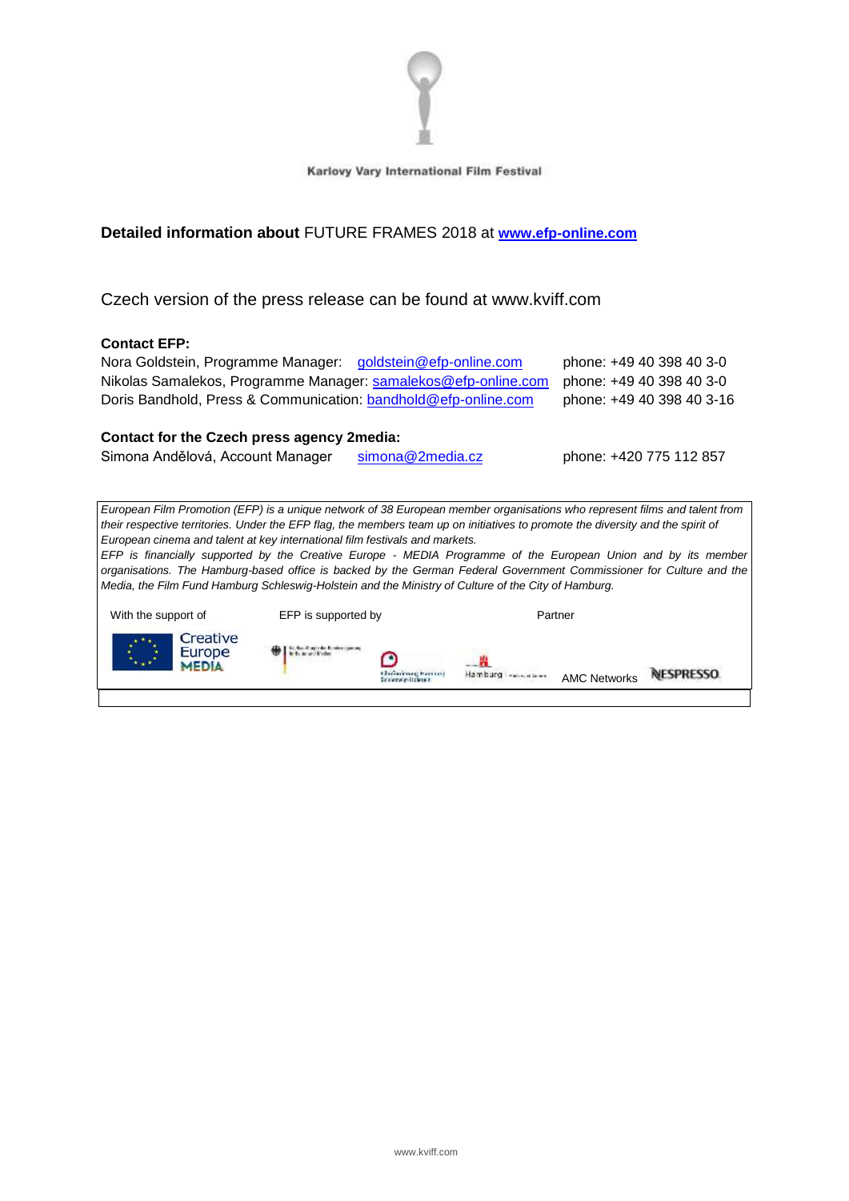Karlovy Vary International Film Festival

**Detailed information about** FUTURE FRAMES 2018 at **www.efp-online.com**

Czech version of the press release can be found at www.kviff.com

**Contact EFP:**

| | | |
|---|---|---|
| Nora Goldstein, Programme Manager: | goldstein@efp-online.com | phone: +49 40 398 40 3-0 |
| Nikolas Samalekos, Programme Manager: | samalekos@efp-online.com | phone: +49 40 398 40 3-0 |
| Doris Bandhold, Press & Communication: | bandhold@efp-online.com | phone: +49 40 398 40 3-16 |

**Contact for the Czech press agency 2media:**

| | | |
|---|---|---|
| Simona Andělová, Account Manager | simona@2media.cz | phone: +420 775 112 857 |

*European Film Promotion (EFP) is a unique network of 38 European member organisations who represent films and talent from their respective territories. Under the EFP flag, the members team up on initiatives to promote the diversity and the spirit of European cinema and talent at key international film festivals and markets.*
*EFP is financially supported by the Creative Europe - MEDIA Programme of the European Union and by its member organisations. The Hamburg-based office is backed by the German Federal Government Commissioner for Culture and the Media, the Film Fund Hamburg Schleswig-Holstein and the Ministry of Culture of the City of Hamburg.*

With the support of — Creative Europe MEDIA

EFP is supported by — Die Beauftragte der Bundesregierung für Kultur und Medien, Filmförderung Hamburg Schleswig-Holstein, Hamburg

Partner — AMC Networks, NESPRESSO